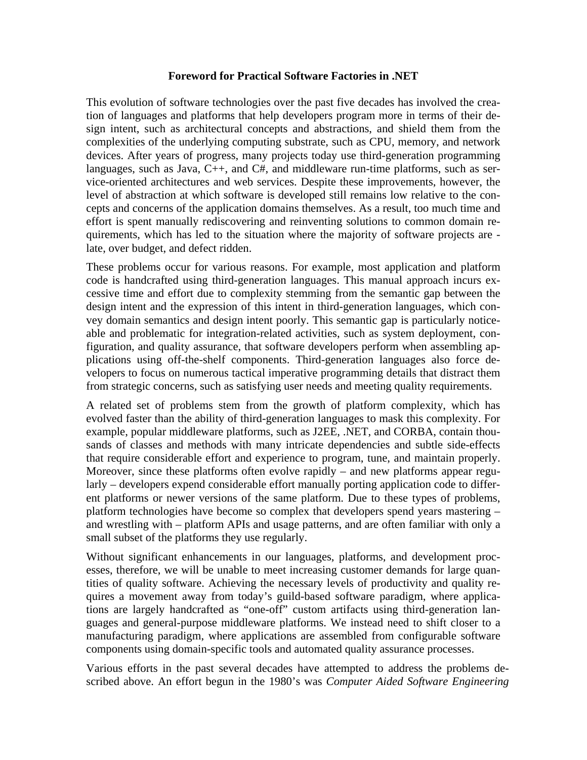# Foreword for Practical Software Factories in .NET

This evolution of software technologies over the past five decades has involved the creation of languages and platforms that help developers program more in terms of their design intent, such as architectural concepts and abstractions, and shield them from the complexities of the underlying computing substrate, such as CPU, memory, and network devices. After years of progress, many projects today use third-generation programming languages, such as Java, C++, and C#, and middleware run-time platforms, such as service-oriented architectures and web services. Despite these improvements, however, the level of abstraction at which software is developed still remains low relative to the concepts and concerns of the application domains themselves. As a result, too much time and effort is spent manually rediscovering and reinventing solutions to common domain requirements, which has led to the situation where the majority of software projects are - late, over budget, and defect ridden.

These problems occur for various reasons. For example, most application and platform code is handcrafted using third-generation languages. This manual approach incurs excessive time and effort due to complexity stemming from the semantic gap between the design intent and the expression of this intent in third-generation languages, which convey domain semantics and design intent poorly. This semantic gap is particularly noticeable and problematic for integration-related activities, such as system deployment, configuration, and quality assurance, that software developers perform when assembling applications using off-the-shelf components. Third-generation languages also force developers to focus on numerous tactical imperative programming details that distract them from strategic concerns, such as satisfying user needs and meeting quality requirements.

A related set of problems stem from the growth of platform complexity, which has evolved faster than the ability of third-generation languages to mask this complexity. For example, popular middleware platforms, such as J2EE, .NET, and CORBA, contain thousands of classes and methods with many intricate dependencies and subtle side-effects that require considerable effort and experience to program, tune, and maintain properly. Moreover, since these platforms often evolve rapidly – and new platforms appear regularly – developers expend considerable effort manually porting application code to different platforms or newer versions of the same platform. Due to these types of problems, platform technologies have become so complex that developers spend years mastering – and wrestling with – platform APIs and usage patterns, and are often familiar with only a small subset of the platforms they use regularly.

Without significant enhancements in our languages, platforms, and development processes, therefore, we will be unable to meet increasing customer demands for large quantities of quality software. Achieving the necessary levels of productivity and quality requires a movement away from today's guild-based software paradigm, where applications are largely handcrafted as "one-off" custom artifacts using third-generation languages and general-purpose middleware platforms. We instead need to shift closer to a manufacturing paradigm, where applications are assembled from configurable software components using domain-specific tools and automated quality assurance processes.

Various efforts in the past several decades have attempted to address the problems described above. An effort begun in the 1980's was *Computer Aided Software Engineering*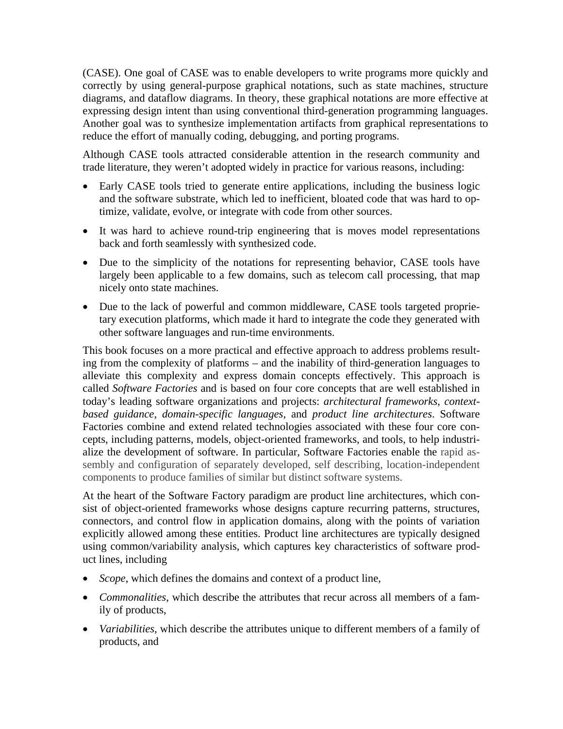(CASE). One goal of CASE was to enable developers to write programs more quickly and correctly by using general-purpose graphical notations, such as state machines, structure diagrams, and dataflow diagrams. In theory, these graphical notations are more effective at expressing design intent than using conventional third-generation programming languages. Another goal was to synthesize implementation artifacts from graphical representations to reduce the effort of manually coding, debugging, and porting programs.

Although CASE tools attracted considerable attention in the research community and trade literature, they weren't adopted widely in practice for various reasons, including:

- Early CASE tools tried to generate entire applications, including the business logic and the software substrate, which led to inefficient, bloated code that was hard to optimize, validate, evolve, or integrate with code from other sources.
- It was hard to achieve round-trip engineering that is moves model representations back and forth seamlessly with synthesized code.
- Due to the simplicity of the notations for representing behavior, CASE tools have largely been applicable to a few domains, such as telecom call processing, that map nicely onto state machines.
- Due to the lack of powerful and common middleware, CASE tools targeted proprietary execution platforms, which made it hard to integrate the code they generated with other software languages and run-time environments.

This book focuses on a more practical and effective approach to address problems resulting from the complexity of platforms – and the inability of third-generation languages to alleviate this complexity and express domain concepts effectively. This approach is called *Software Factories* and is based on four core concepts that are well established in today's leading software organizations and projects: *architectural frameworks*, *context-based guidance*, *domain-specific languages*, and *product line architectures*. Software Factories combine and extend related technologies associated with these four core concepts, including patterns, models, object-oriented frameworks, and tools, to help industrialize the development of software. In particular, Software Factories enable the rapid assembly and configuration of separately developed, self describing, location-independent components to produce families of similar but distinct software systems.

At the heart of the Software Factory paradigm are product line architectures, which consist of object-oriented frameworks whose designs capture recurring patterns, structures, connectors, and control flow in application domains, along with the points of variation explicitly allowed among these entities. Product line architectures are typically designed using common/variability analysis, which captures key characteristics of software product lines, including

- *Scope*, which defines the domains and context of a product line,
- *Commonalities*, which describe the attributes that recur across all members of a family of products,
- *Variabilities*, which describe the attributes unique to different members of a family of products, and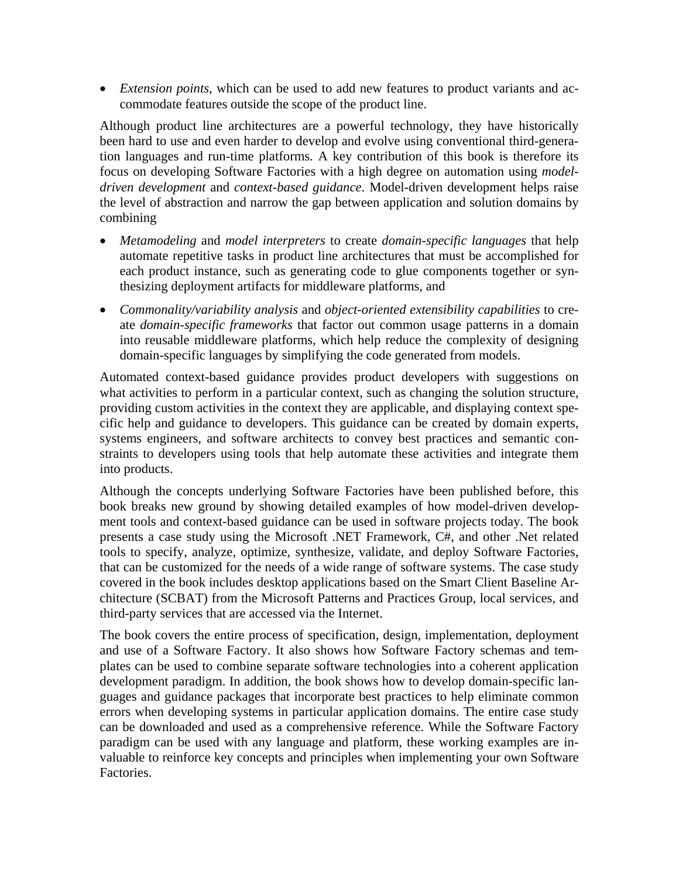- *Extension points*, which can be used to add new features to product variants and accommodate features outside the scope of the product line.

Although product line architectures are a powerful technology, they have historically been hard to use and even harder to develop and evolve using conventional third-generation languages and run-time platforms. A key contribution of this book is therefore its focus on developing Software Factories with a high degree on automation using *model-driven development* and *context-based guidance*. Model-driven development helps raise the level of abstraction and narrow the gap between application and solution domains by combining

- *Metamodeling* and *model interpreters* to create *domain-specific languages* that help automate repetitive tasks in product line architectures that must be accomplished for each product instance, such as generating code to glue components together or synthesizing deployment artifacts for middleware platforms, and
- *Commonality/variability analysis* and *object-oriented extensibility capabilities* to create *domain-specific frameworks* that factor out common usage patterns in a domain into reusable middleware platforms, which help reduce the complexity of designing domain-specific languages by simplifying the code generated from models.

Automated context-based guidance provides product developers with suggestions on what activities to perform in a particular context, such as changing the solution structure, providing custom activities in the context they are applicable, and displaying context specific help and guidance to developers. This guidance can be created by domain experts, systems engineers, and software architects to convey best practices and semantic constraints to developers using tools that help automate these activities and integrate them into products.

Although the concepts underlying Software Factories have been published before, this book breaks new ground by showing detailed examples of how model-driven development tools and context-based guidance can be used in software projects today. The book presents a case study using the Microsoft .NET Framework, C#, and other .Net related tools to specify, analyze, optimize, synthesize, validate, and deploy Software Factories, that can be customized for the needs of a wide range of software systems. The case study covered in the book includes desktop applications based on the Smart Client Baseline Architecture (SCBAT) from the Microsoft Patterns and Practices Group, local services, and third-party services that are accessed via the Internet.

The book covers the entire process of specification, design, implementation, deployment and use of a Software Factory. It also shows how Software Factory schemas and templates can be used to combine separate software technologies into a coherent application development paradigm. In addition, the book shows how to develop domain-specific languages and guidance packages that incorporate best practices to help eliminate common errors when developing systems in particular application domains. The entire case study can be downloaded and used as a comprehensive reference. While the Software Factory paradigm can be used with any language and platform, these working examples are invaluable to reinforce key concepts and principles when implementing your own Software Factories.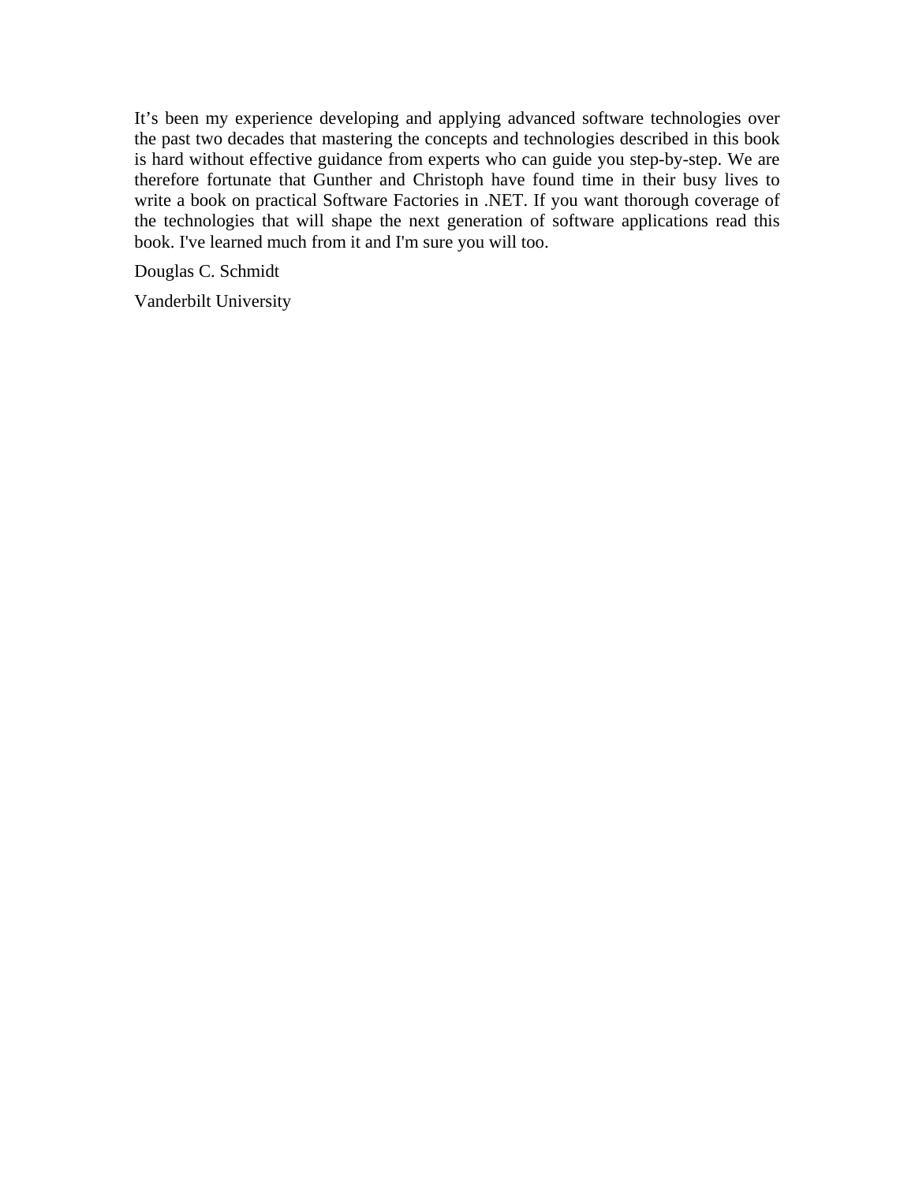It’s been my experience developing and applying advanced software technologies over the past two decades that mastering the concepts and technologies described in this book is hard without effective guidance from experts who can guide you step-by-step. We are therefore fortunate that Gunther and Christoph have found time in their busy lives to write a book on practical Software Factories in .NET. If you want thorough coverage of the technologies that will shape the next generation of software applications read this book. I've learned much from it and I'm sure you will too.

Douglas C. Schmidt

Vanderbilt University